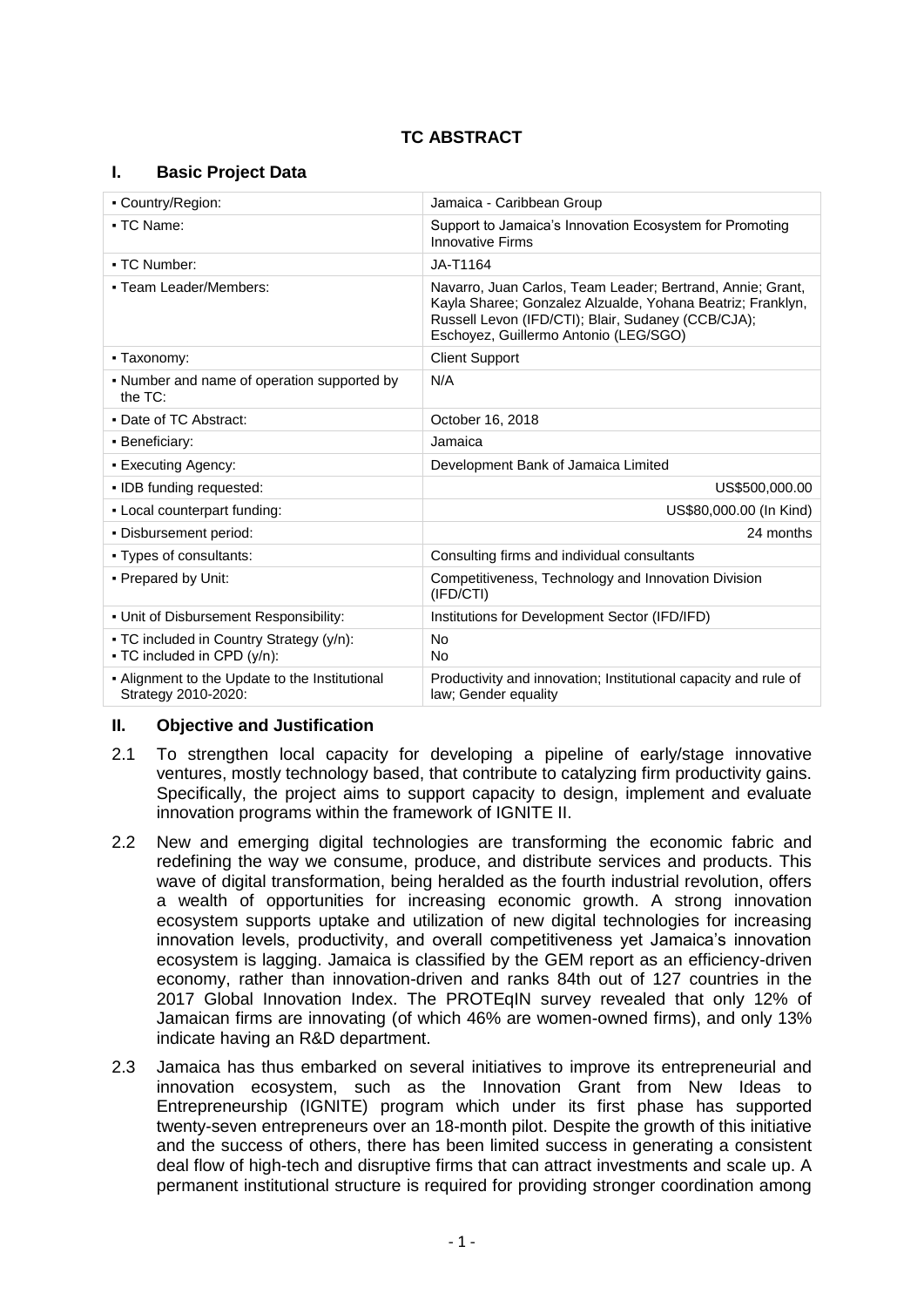# TC ABSTRACT

## I. Basic Project Data

| | |
|---|---|
| ▪ Country/Region: | Jamaica - Caribbean Group |
| ▪ TC Name: | Support to Jamaica's Innovation Ecosystem for Promoting Innovative Firms |
| ▪ TC Number: | JA-T1164 |
| ▪ Team Leader/Members: | Navarro, Juan Carlos, Team Leader; Bertrand, Annie; Grant, Kayla Sharee; Gonzalez Alzualde, Yohana Beatriz; Franklyn, Russell Levon (IFD/CTI); Blair, Sudaney (CCB/CJA); Eschoyez, Guillermo Antonio (LEG/SGO) |
| ▪ Taxonomy: | Client Support |
| ▪ Number and name of operation supported by the TC: | N/A |
| ▪ Date of TC Abstract: | October 16, 2018 |
| ▪ Beneficiary: | Jamaica |
| ▪ Executing Agency: | Development Bank of Jamaica Limited |
| ▪ IDB funding requested: | US$500,000.00 |
| ▪ Local counterpart funding: | US$80,000.00 (In Kind) |
| ▪ Disbursement period: | 24 months |
| ▪ Types of consultants: | Consulting firms and individual consultants |
| ▪ Prepared by Unit: | Competitiveness, Technology and Innovation Division (IFD/CTI) |
| ▪ Unit of Disbursement Responsibility: | Institutions for Development Sector (IFD/IFD) |
| ▪ TC included in Country Strategy (y/n):<br>▪ TC included in CPD (y/n): | No<br>No |
| ▪ Alignment to the Update to the Institutional Strategy 2010-2020: | Productivity and innovation; Institutional capacity and rule of law; Gender equality |

## II. Objective and Justification

2.1 To strengthen local capacity for developing a pipeline of early/stage innovative ventures, mostly technology based, that contribute to catalyzing firm productivity gains. Specifically, the project aims to support capacity to design, implement and evaluate innovation programs within the framework of IGNITE II.

2.2 New and emerging digital technologies are transforming the economic fabric and redefining the way we consume, produce, and distribute services and products. This wave of digital transformation, being heralded as the fourth industrial revolution, offers a wealth of opportunities for increasing economic growth. A strong innovation ecosystem supports uptake and utilization of new digital technologies for increasing innovation levels, productivity, and overall competitiveness yet Jamaica's innovation ecosystem is lagging. Jamaica is classified by the GEM report as an efficiency-driven economy, rather than innovation-driven and ranks 84th out of 127 countries in the 2017 Global Innovation Index. The PROTEqIN survey revealed that only 12% of Jamaican firms are innovating (of which 46% are women-owned firms), and only 13% indicate having an R&D department.

2.3 Jamaica has thus embarked on several initiatives to improve its entrepreneurial and innovation ecosystem, such as the Innovation Grant from New Ideas to Entrepreneurship (IGNITE) program which under its first phase has supported twenty-seven entrepreneurs over an 18-month pilot. Despite the growth of this initiative and the success of others, there has been limited success in generating a consistent deal flow of high-tech and disruptive firms that can attract investments and scale up. A permanent institutional structure is required for providing stronger coordination among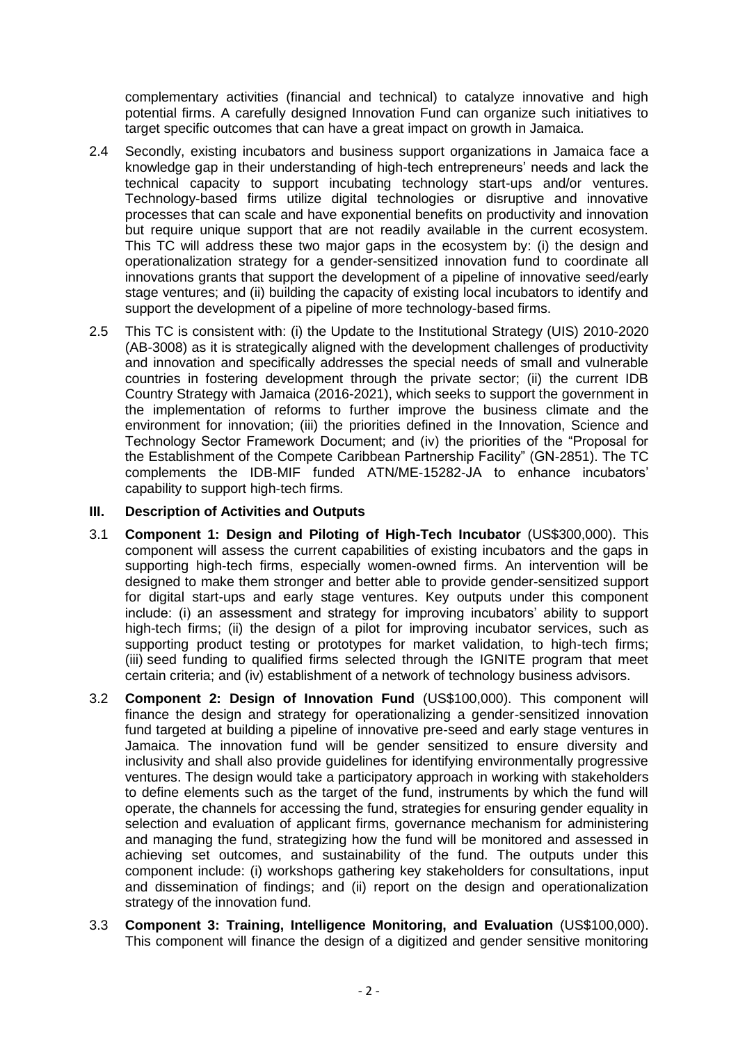complementary activities (financial and technical) to catalyze innovative and high potential firms. A carefully designed Innovation Fund can organize such initiatives to target specific outcomes that can have a great impact on growth in Jamaica.

2.4 Secondly, existing incubators and business support organizations in Jamaica face a knowledge gap in their understanding of high-tech entrepreneurs' needs and lack the technical capacity to support incubating technology start-ups and/or ventures. Technology-based firms utilize digital technologies or disruptive and innovative processes that can scale and have exponential benefits on productivity and innovation but require unique support that are not readily available in the current ecosystem. This TC will address these two major gaps in the ecosystem by: (i) the design and operationalization strategy for a gender-sensitized innovation fund to coordinate all innovations grants that support the development of a pipeline of innovative seed/early stage ventures; and (ii) building the capacity of existing local incubators to identify and support the development of a pipeline of more technology-based firms.

2.5 This TC is consistent with: (i) the Update to the Institutional Strategy (UIS) 2010-2020 (AB-3008) as it is strategically aligned with the development challenges of productivity and innovation and specifically addresses the special needs of small and vulnerable countries in fostering development through the private sector; (ii) the current IDB Country Strategy with Jamaica (2016-2021), which seeks to support the government in the implementation of reforms to further improve the business climate and the environment for innovation; (iii) the priorities defined in the Innovation, Science and Technology Sector Framework Document; and (iv) the priorities of the "Proposal for the Establishment of the Compete Caribbean Partnership Facility" (GN-2851). The TC complements the IDB-MIF funded ATN/ME-15282-JA to enhance incubators' capability to support high-tech firms.

## III. Description of Activities and Outputs

3.1 **Component 1: Design and Piloting of High-Tech Incubator** (US$300,000). This component will assess the current capabilities of existing incubators and the gaps in supporting high-tech firms, especially women-owned firms. An intervention will be designed to make them stronger and better able to provide gender-sensitized support for digital start-ups and early stage ventures. Key outputs under this component include: (i) an assessment and strategy for improving incubators' ability to support high-tech firms; (ii) the design of a pilot for improving incubator services, such as supporting product testing or prototypes for market validation, to high-tech firms; (iii) seed funding to qualified firms selected through the IGNITE program that meet certain criteria; and (iv) establishment of a network of technology business advisors.

3.2 **Component 2: Design of Innovation Fund** (US$100,000). This component will finance the design and strategy for operationalizing a gender-sensitized innovation fund targeted at building a pipeline of innovative pre-seed and early stage ventures in Jamaica. The innovation fund will be gender sensitized to ensure diversity and inclusivity and shall also provide guidelines for identifying environmentally progressive ventures. The design would take a participatory approach in working with stakeholders to define elements such as the target of the fund, instruments by which the fund will operate, the channels for accessing the fund, strategies for ensuring gender equality in selection and evaluation of applicant firms, governance mechanism for administering and managing the fund, strategizing how the fund will be monitored and assessed in achieving set outcomes, and sustainability of the fund. The outputs under this component include: (i) workshops gathering key stakeholders for consultations, input and dissemination of findings; and (ii) report on the design and operationalization strategy of the innovation fund.

3.3 **Component 3: Training, Intelligence Monitoring, and Evaluation** (US$100,000). This component will finance the design of a digitized and gender sensitive monitoring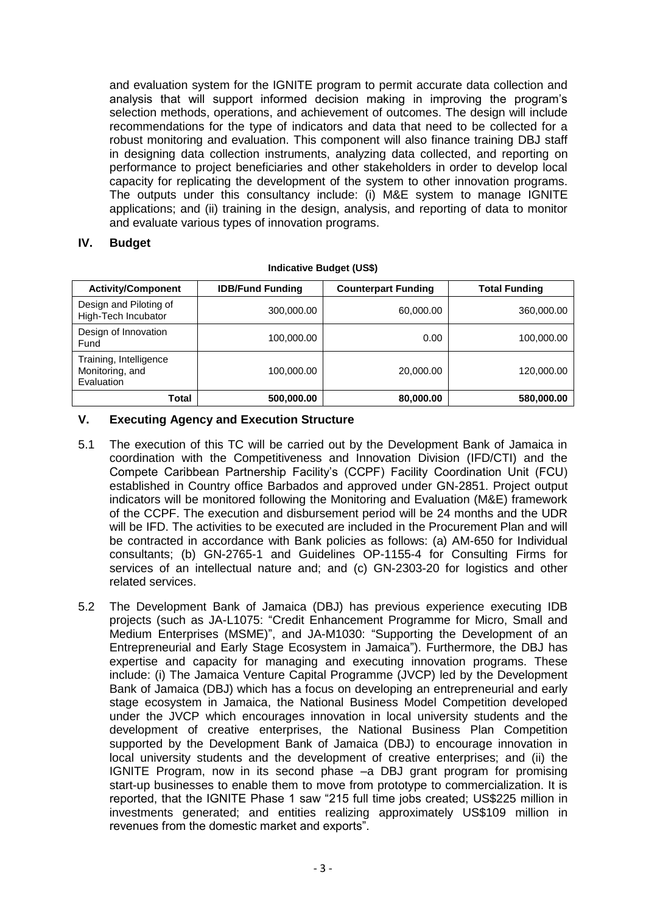and evaluation system for the IGNITE program to permit accurate data collection and analysis that will support informed decision making in improving the program's selection methods, operations, and achievement of outcomes. The design will include recommendations for the type of indicators and data that need to be collected for a robust monitoring and evaluation. This component will also finance training DBJ staff in designing data collection instruments, analyzing data collected, and reporting on performance to project beneficiaries and other stakeholders in order to develop local capacity for replicating the development of the system to other innovation programs. The outputs under this consultancy include: (i) M&E system to manage IGNITE applications; and (ii) training in the design, analysis, and reporting of data to monitor and evaluate various types of innovation programs.

## IV. Budget

**Indicative Budget (US$)**

| Activity/Component | IDB/Fund Funding | Counterpart Funding | Total Funding |
|---|---|---|---|
| Design and Piloting of High-Tech Incubator | 300,000.00 | 60,000.00 | 360,000.00 |
| Design of Innovation Fund | 100,000.00 | 0.00 | 100,000.00 |
| Training, Intelligence Monitoring, and Evaluation | 100,000.00 | 20,000.00 | 120,000.00 |
| **Total** | **500,000.00** | **80,000.00** | **580,000.00** |

## V. Executing Agency and Execution Structure

5.1 The execution of this TC will be carried out by the Development Bank of Jamaica in coordination with the Competitiveness and Innovation Division (IFD/CTI) and the Compete Caribbean Partnership Facility's (CCPF) Facility Coordination Unit (FCU) established in Country office Barbados and approved under GN-2851. Project output indicators will be monitored following the Monitoring and Evaluation (M&E) framework of the CCPF. The execution and disbursement period will be 24 months and the UDR will be IFD. The activities to be executed are included in the Procurement Plan and will be contracted in accordance with Bank policies as follows: (a) AM-650 for Individual consultants; (b) GN-2765-1 and Guidelines OP-1155-4 for Consulting Firms for services of an intellectual nature and; and (c) GN-2303-20 for logistics and other related services.

5.2 The Development Bank of Jamaica (DBJ) has previous experience executing IDB projects (such as JA-L1075: "Credit Enhancement Programme for Micro, Small and Medium Enterprises (MSME)", and JA-M1030: "Supporting the Development of an Entrepreneurial and Early Stage Ecosystem in Jamaica"). Furthermore, the DBJ has expertise and capacity for managing and executing innovation programs. These include: (i) The Jamaica Venture Capital Programme (JVCP) led by the Development Bank of Jamaica (DBJ) which has a focus on developing an entrepreneurial and early stage ecosystem in Jamaica, the National Business Model Competition developed under the JVCP which encourages innovation in local university students and the development of creative enterprises, the National Business Plan Competition supported by the Development Bank of Jamaica (DBJ) to encourage innovation in local university students and the development of creative enterprises; and (ii) the IGNITE Program, now in its second phase –a DBJ grant program for promising start-up businesses to enable them to move from prototype to commercialization. It is reported, that the IGNITE Phase 1 saw "215 full time jobs created; US$225 million in investments generated; and entities realizing approximately US$109 million in revenues from the domestic market and exports".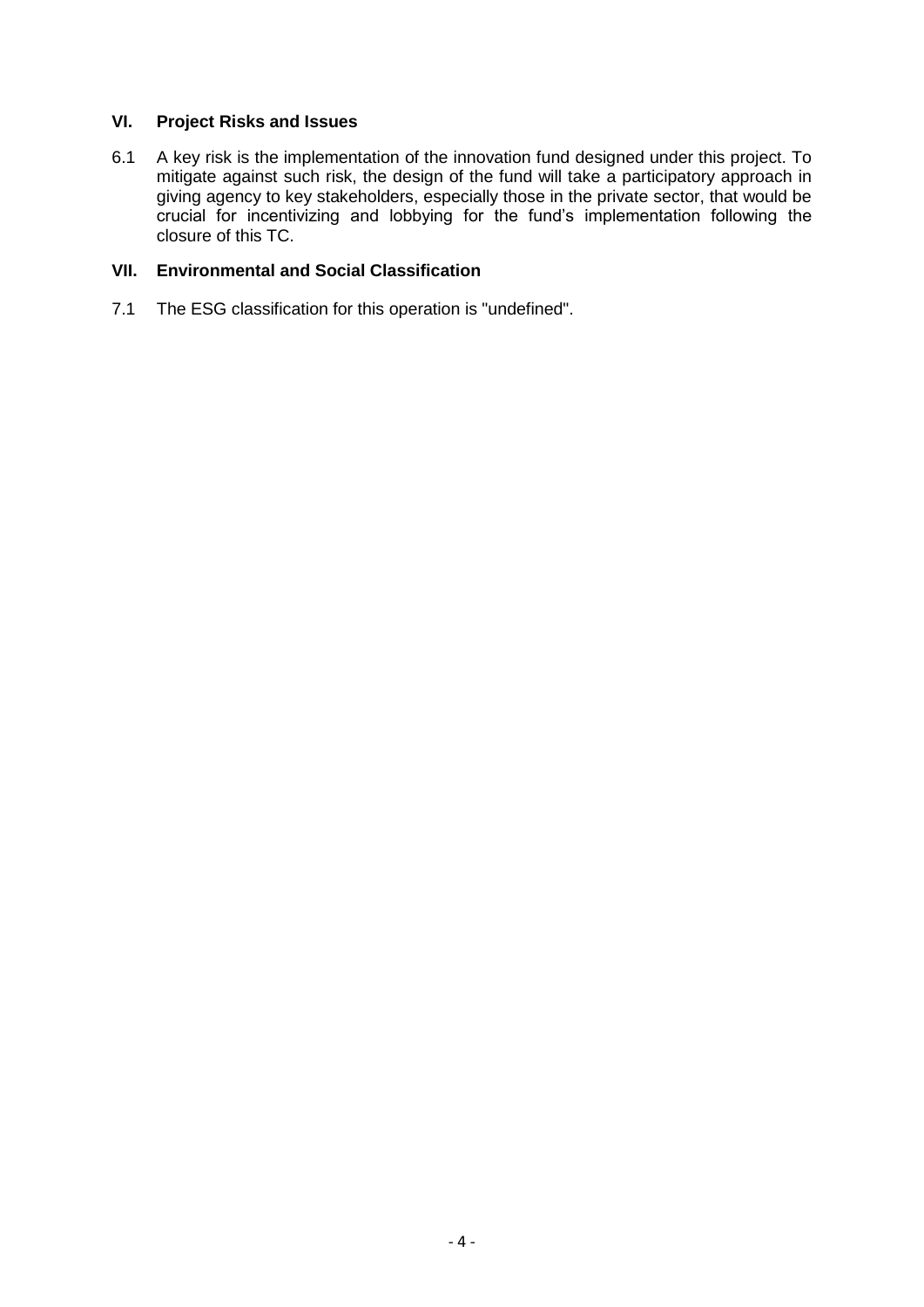## VI. Project Risks and Issues

6.1 A key risk is the implementation of the innovation fund designed under this project. To mitigate against such risk, the design of the fund will take a participatory approach in giving agency to key stakeholders, especially those in the private sector, that would be crucial for incentivizing and lobbying for the fund's implementation following the closure of this TC.

## VII. Environmental and Social Classification

7.1 The ESG classification for this operation is "undefined".